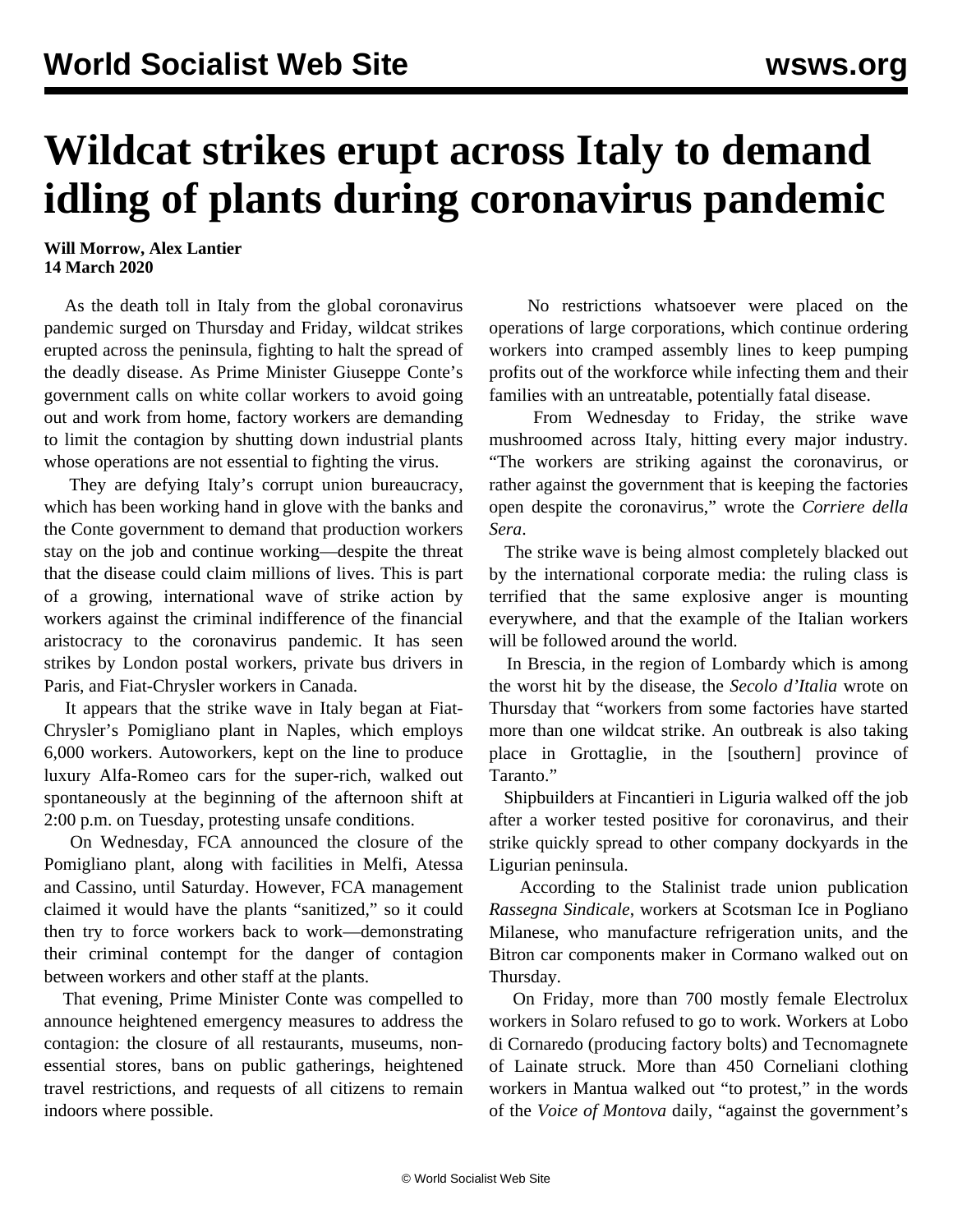# Wildcat strikes erupt across Italy to demand idling of plants during coronavirus pandemic

**Will Morrow, Alex Lantier**
**14 March 2020**

As the death toll in Italy from the global coronavirus pandemic surged on Thursday and Friday, wildcat strikes erupted across the peninsula, fighting to halt the spread of the deadly disease. As Prime Minister Giuseppe Conte's government calls on white collar workers to avoid going out and work from home, factory workers are demanding to limit the contagion by shutting down industrial plants whose operations are not essential to fighting the virus.

They are defying Italy's corrupt union bureaucracy, which has been working hand in glove with the banks and the Conte government to demand that production workers stay on the job and continue working—despite the threat that the disease could claim millions of lives. This is part of a growing, international wave of strike action by workers against the criminal indifference of the financial aristocracy to the coronavirus pandemic. It has seen strikes by London postal workers, private bus drivers in Paris, and Fiat-Chrysler workers in Canada.

It appears that the strike wave in Italy began at Fiat-Chrysler's Pomigliano plant in Naples, which employs 6,000 workers. Autoworkers, kept on the line to produce luxury Alfa-Romeo cars for the super-rich, walked out spontaneously at the beginning of the afternoon shift at 2:00 p.m. on Tuesday, protesting unsafe conditions.

On Wednesday, FCA announced the closure of the Pomigliano plant, along with facilities in Melfi, Atessa and Cassino, until Saturday. However, FCA management claimed it would have the plants "sanitized," so it could then try to force workers back to work—demonstrating their criminal contempt for the danger of contagion between workers and other staff at the plants.

That evening, Prime Minister Conte was compelled to announce heightened emergency measures to address the contagion: the closure of all restaurants, museums, non-essential stores, bans on public gatherings, heightened travel restrictions, and requests of all citizens to remain indoors where possible.

No restrictions whatsoever were placed on the operations of large corporations, which continue ordering workers into cramped assembly lines to keep pumping profits out of the workforce while infecting them and their families with an untreatable, potentially fatal disease.

From Wednesday to Friday, the strike wave mushroomed across Italy, hitting every major industry. "The workers are striking against the coronavirus, or rather against the government that is keeping the factories open despite the coronavirus," wrote the *Corriere della Sera*.

The strike wave is being almost completely blacked out by the international corporate media: the ruling class is terrified that the same explosive anger is mounting everywhere, and that the example of the Italian workers will be followed around the world.

In Brescia, in the region of Lombardy which is among the worst hit by the disease, the *Secolo d'Italia* wrote on Thursday that "workers from some factories have started more than one wildcat strike. An outbreak is also taking place in Grottaglie, in the [southern] province of Taranto."

Shipbuilders at Fincantieri in Liguria walked off the job after a worker tested positive for coronavirus, and their strike quickly spread to other company dockyards in the Ligurian peninsula.

According to the Stalinist trade union publication *Rassegna Sindicale*, workers at Scotsman Ice in Pogliano Milanese, who manufacture refrigeration units, and the Bitron car components maker in Cormano walked out on Thursday.

On Friday, more than 700 mostly female Electrolux workers in Solaro refused to go to work. Workers at Lobo di Cornaredo (producing factory bolts) and Tecnomagnete of Lainate struck. More than 450 Corneliani clothing workers in Mantua walked out "to protest," in the words of the *Voice of Montova* daily, "against the government's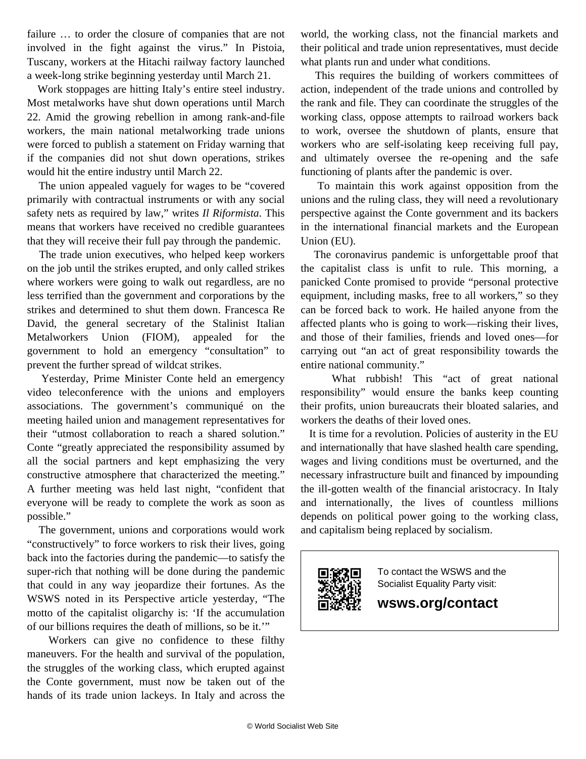failure … to order the closure of companies that are not involved in the fight against the virus." In Pistoia, Tuscany, workers at the Hitachi railway factory launched a week-long strike beginning yesterday until March 21.

Work stoppages are hitting Italy's entire steel industry. Most metalworks have shut down operations until March 22. Amid the growing rebellion in among rank-and-file workers, the main national metalworking trade unions were forced to publish a statement on Friday warning that if the companies did not shut down operations, strikes would hit the entire industry until March 22.

The union appealed vaguely for wages to be "covered primarily with contractual instruments or with any social safety nets as required by law," writes *Il Riformista*. This means that workers have received no credible guarantees that they will receive their full pay through the pandemic.

The trade union executives, who helped keep workers on the job until the strikes erupted, and only called strikes where workers were going to walk out regardless, are no less terrified than the government and corporations by the strikes and determined to shut them down. Francesca Re David, the general secretary of the Stalinist Italian Metalworkers Union (FIOM), appealed for the government to hold an emergency "consultation" to prevent the further spread of wildcat strikes.

Yesterday, Prime Minister Conte held an emergency video teleconference with the unions and employers associations. The government's communiqué on the meeting hailed union and management representatives for their "utmost collaboration to reach a shared solution." Conte "greatly appreciated the responsibility assumed by all the social partners and kept emphasizing the very constructive atmosphere that characterized the meeting." A further meeting was held last night, "confident that everyone will be ready to complete the work as soon as possible."

The government, unions and corporations would work "constructively" to force workers to risk their lives, going back into the factories during the pandemic—to satisfy the super-rich that nothing will be done during the pandemic that could in any way jeopardize their fortunes. As the WSWS noted in its Perspective article yesterday, "The motto of the capitalist oligarchy is: 'If the accumulation of our billions requires the death of millions, so be it.'"

Workers can give no confidence to these filthy maneuvers. For the health and survival of the population, the struggles of the working class, which erupted against the Conte government, must now be taken out of the hands of its trade union lackeys. In Italy and across the world, the working class, not the financial markets and their political and trade union representatives, must decide what plants run and under what conditions.

This requires the building of workers committees of action, independent of the trade unions and controlled by the rank and file. They can coordinate the struggles of the working class, oppose attempts to railroad workers back to work, oversee the shutdown of plants, ensure that workers who are self-isolating keep receiving full pay, and ultimately oversee the re-opening and the safe functioning of plants after the pandemic is over.

To maintain this work against opposition from the unions and the ruling class, they will need a revolutionary perspective against the Conte government and its backers in the international financial markets and the European Union (EU).

The coronavirus pandemic is unforgettable proof that the capitalist class is unfit to rule. This morning, a panicked Conte promised to provide "personal protective equipment, including masks, free to all workers," so they can be forced back to work. He hailed anyone from the affected plants who is going to work—risking their lives, and those of their families, friends and loved ones—for carrying out "an act of great responsibility towards the entire national community."

What rubbish! This "act of great national responsibility" would ensure the banks keep counting their profits, union bureaucrats their bloated salaries, and workers the deaths of their loved ones.

It is time for a revolution. Policies of austerity in the EU and internationally that have slashed health care spending, wages and living conditions must be overturned, and the necessary infrastructure built and financed by impounding the ill-gotten wealth of the financial aristocracy. In Italy and internationally, the lives of countless millions depends on political power going to the working class, and capitalism being replaced by socialism.

To contact the WSWS and the Socialist Equality Party visit:

**wsws.org/contact**